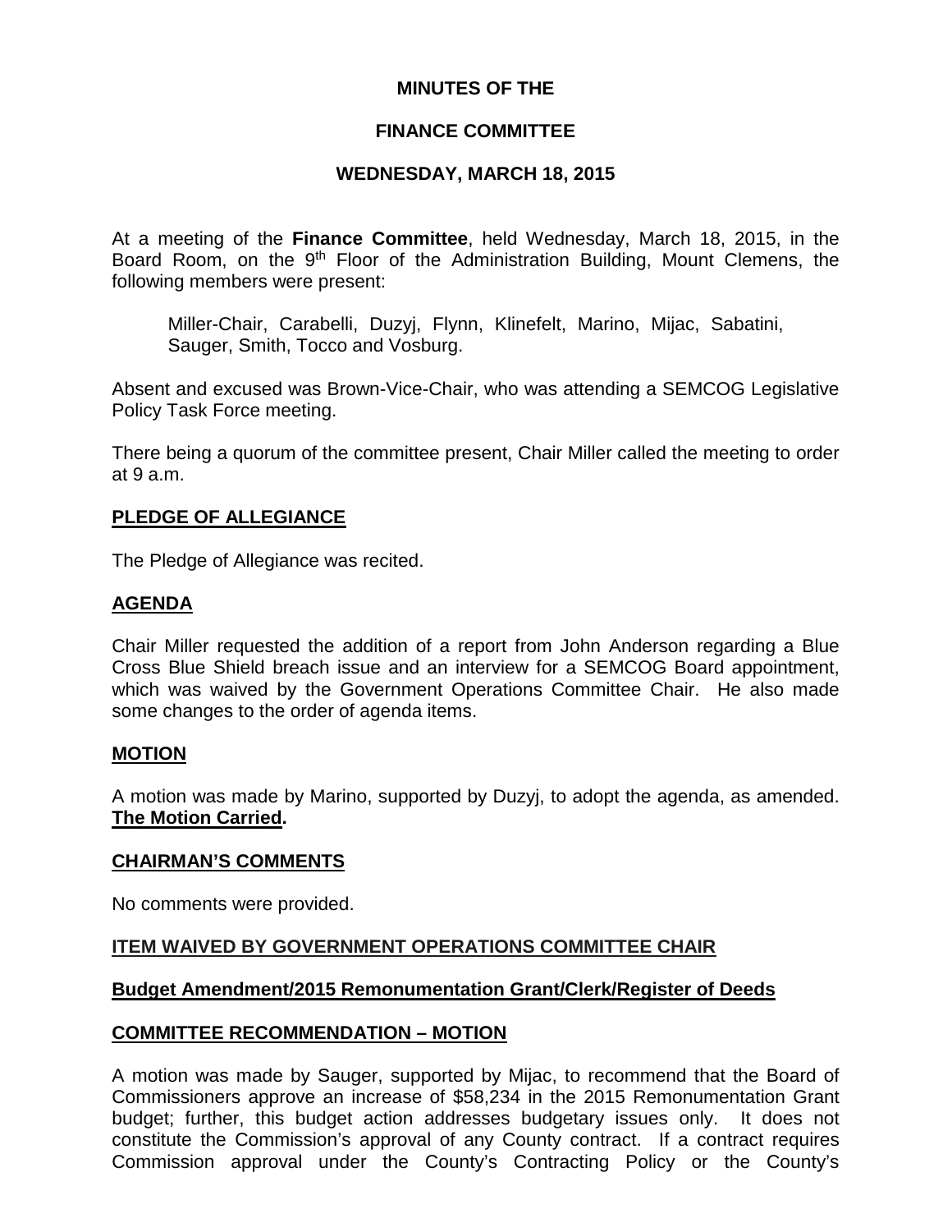# MINUTES OF THE

# FINANCE COMMITTEE

# WEDNESDAY, MARCH 18, 2015

At a meeting of the **Finance Committee**, held Wednesday, March 18, 2015, in the Board Room, on the 9th Floor of the Administration Building, Mount Clemens, the following members were present:

Miller-Chair, Carabelli, Duzyj, Flynn, Klinefelt, Marino, Mijac, Sabatini, Sauger, Smith, Tocco and Vosburg.

Absent and excused was Brown-Vice-Chair, who was attending a SEMCOG Legislative Policy Task Force meeting.

There being a quorum of the committee present, Chair Miller called the meeting to order at 9 a.m.

## PLEDGE OF ALLEGIANCE

The Pledge of Allegiance was recited.

## AGENDA

Chair Miller requested the addition of a report from John Anderson regarding a Blue Cross Blue Shield breach issue and an interview for a SEMCOG Board appointment, which was waived by the Government Operations Committee Chair. He also made some changes to the order of agenda items.

## MOTION

A motion was made by Marino, supported by Duzyj, to adopt the agenda, as amended. **The Motion Carried.**

## CHAIRMAN'S COMMENTS

No comments were provided.

## ITEM WAIVED BY GOVERNMENT OPERATIONS COMMITTEE CHAIR

## Budget Amendment/2015 Remonumentation Grant/Clerk/Register of Deeds

## COMMITTEE RECOMMENDATION – MOTION

A motion was made by Sauger, supported by Mijac, to recommend that the Board of Commissioners approve an increase of $58,234 in the 2015 Remonumentation Grant budget; further, this budget action addresses budgetary issues only. It does not constitute the Commission's approval of any County contract. If a contract requires Commission approval under the County's Contracting Policy or the County's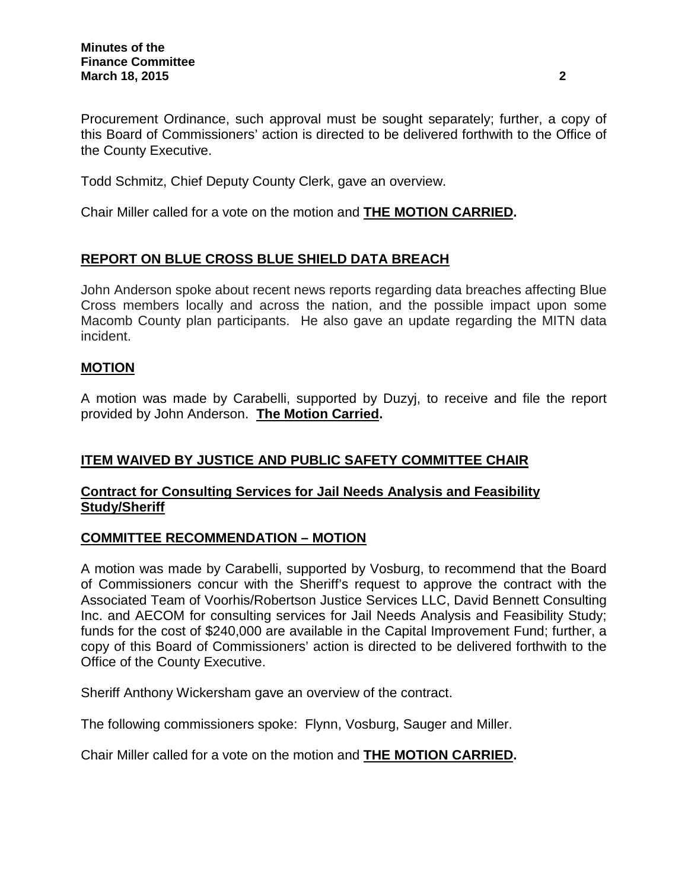Procurement Ordinance, such approval must be sought separately; further, a copy of this Board of Commissioners' action is directed to be delivered forthwith to the Office of the County Executive.

Todd Schmitz, Chief Deputy County Clerk, gave an overview.

Chair Miller called for a vote on the motion and **THE MOTION CARRIED.**

## REPORT ON BLUE CROSS BLUE SHIELD DATA BREACH

John Anderson spoke about recent news reports regarding data breaches affecting Blue Cross members locally and across the nation, and the possible impact upon some Macomb County plan participants. He also gave an update regarding the MITN data incident.

## MOTION

A motion was made by Carabelli, supported by Duzyj, to receive and file the report provided by John Anderson. **The Motion Carried.**

## ITEM WAIVED BY JUSTICE AND PUBLIC SAFETY COMMITTEE CHAIR

### Contract for Consulting Services for Jail Needs Analysis and Feasibility Study/Sheriff

## COMMITTEE RECOMMENDATION – MOTION

A motion was made by Carabelli, supported by Vosburg, to recommend that the Board of Commissioners concur with the Sheriff's request to approve the contract with the Associated Team of Voorhis/Robertson Justice Services LLC, David Bennett Consulting Inc. and AECOM for consulting services for Jail Needs Analysis and Feasibility Study; funds for the cost of $240,000 are available in the Capital Improvement Fund; further, a copy of this Board of Commissioners' action is directed to be delivered forthwith to the Office of the County Executive.

Sheriff Anthony Wickersham gave an overview of the contract.

The following commissioners spoke: Flynn, Vosburg, Sauger and Miller.

Chair Miller called for a vote on the motion and **THE MOTION CARRIED.**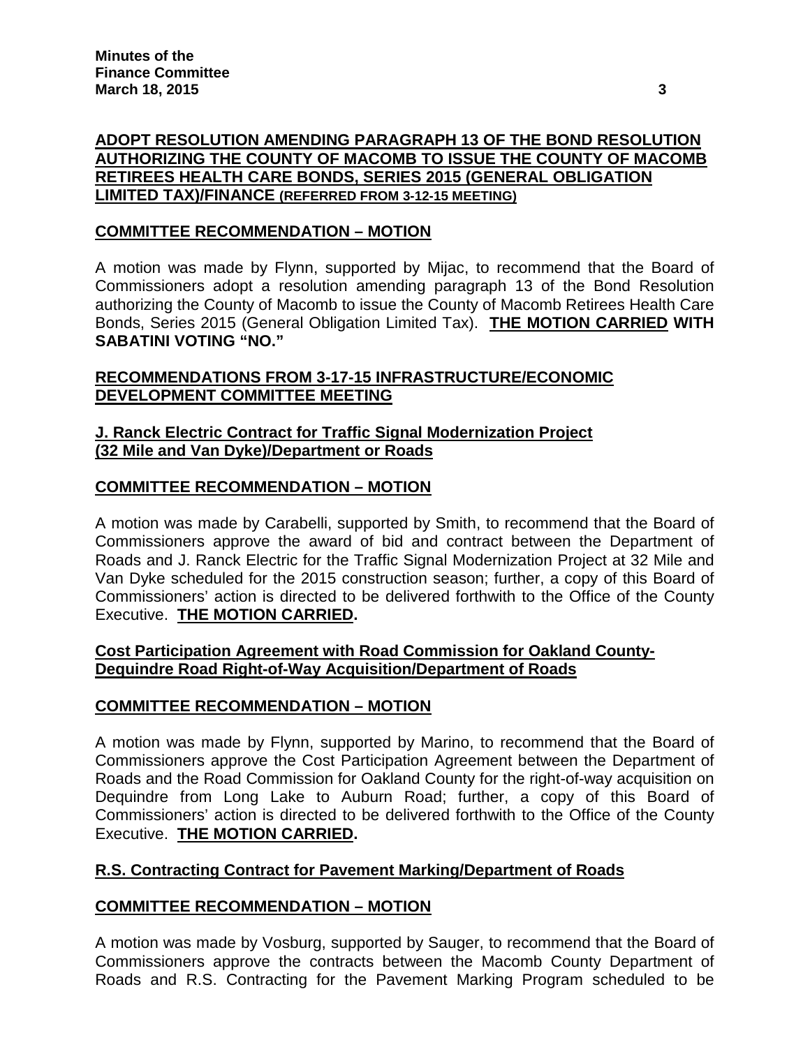**ADOPT RESOLUTION AMENDING PARAGRAPH 13 OF THE BOND RESOLUTION AUTHORIZING THE COUNTY OF MACOMB TO ISSUE THE COUNTY OF MACOMB RETIREES HEALTH CARE BONDS, SERIES 2015 (GENERAL OBLIGATION LIMITED TAX)/FINANCE (REFERRED FROM 3-12-15 MEETING)**

**COMMITTEE RECOMMENDATION – MOTION**

A motion was made by Flynn, supported by Mijac, to recommend that the Board of Commissioners adopt a resolution amending paragraph 13 of the Bond Resolution authorizing the County of Macomb to issue the County of Macomb Retirees Health Care Bonds, Series 2015 (General Obligation Limited Tax). **THE MOTION CARRIED WITH SABATINI VOTING "NO."**

**RECOMMENDATIONS FROM 3-17-15 INFRASTRUCTURE/ECONOMIC DEVELOPMENT COMMITTEE MEETING**

**J. Ranck Electric Contract for Traffic Signal Modernization Project (32 Mile and Van Dyke)/Department or Roads**

**COMMITTEE RECOMMENDATION – MOTION**

A motion was made by Carabelli, supported by Smith, to recommend that the Board of Commissioners approve the award of bid and contract between the Department of Roads and J. Ranck Electric for the Traffic Signal Modernization Project at 32 Mile and Van Dyke scheduled for the 2015 construction season; further, a copy of this Board of Commissioners' action is directed to be delivered forthwith to the Office of the County Executive. **THE MOTION CARRIED.**

**Cost Participation Agreement with Road Commission for Oakland County-Dequindre Road Right-of-Way Acquisition/Department of Roads**

**COMMITTEE RECOMMENDATION – MOTION**

A motion was made by Flynn, supported by Marino, to recommend that the Board of Commissioners approve the Cost Participation Agreement between the Department of Roads and the Road Commission for Oakland County for the right-of-way acquisition on Dequindre from Long Lake to Auburn Road; further, a copy of this Board of Commissioners' action is directed to be delivered forthwith to the Office of the County Executive. **THE MOTION CARRIED.**

**R.S. Contracting Contract for Pavement Marking/Department of Roads**

**COMMITTEE RECOMMENDATION – MOTION**

A motion was made by Vosburg, supported by Sauger, to recommend that the Board of Commissioners approve the contracts between the Macomb County Department of Roads and R.S. Contracting for the Pavement Marking Program scheduled to be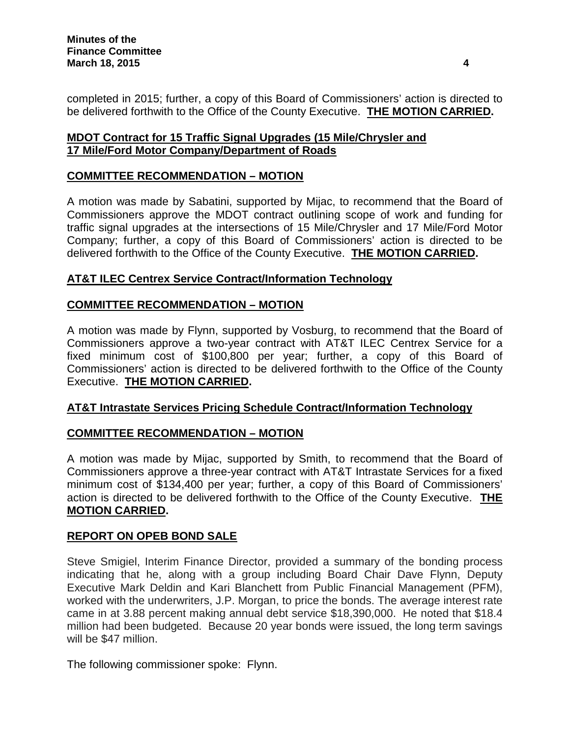completed in 2015; further, a copy of this Board of Commissioners' action is directed to be delivered forthwith to the Office of the County Executive. **THE MOTION CARRIED.**

**MDOT Contract for 15 Traffic Signal Upgrades (15 Mile/Chrysler and 17 Mile/Ford Motor Company/Department of Roads**

**COMMITTEE RECOMMENDATION – MOTION**

A motion was made by Sabatini, supported by Mijac, to recommend that the Board of Commissioners approve the MDOT contract outlining scope of work and funding for traffic signal upgrades at the intersections of 15 Mile/Chrysler and 17 Mile/Ford Motor Company; further, a copy of this Board of Commissioners' action is directed to be delivered forthwith to the Office of the County Executive. **THE MOTION CARRIED.**

**AT&T ILEC Centrex Service Contract/Information Technology**

**COMMITTEE RECOMMENDATION – MOTION**

A motion was made by Flynn, supported by Vosburg, to recommend that the Board of Commissioners approve a two-year contract with AT&T ILEC Centrex Service for a fixed minimum cost of $100,800 per year; further, a copy of this Board of Commissioners' action is directed to be delivered forthwith to the Office of the County Executive. **THE MOTION CARRIED.**

**AT&T Intrastate Services Pricing Schedule Contract/Information Technology**

**COMMITTEE RECOMMENDATION – MOTION**

A motion was made by Mijac, supported by Smith, to recommend that the Board of Commissioners approve a three-year contract with AT&T Intrastate Services for a fixed minimum cost of $134,400 per year; further, a copy of this Board of Commissioners' action is directed to be delivered forthwith to the Office of the County Executive. **THE MOTION CARRIED.**

**REPORT ON OPEB BOND SALE**

Steve Smigiel, Interim Finance Director, provided a summary of the bonding process indicating that he, along with a group including Board Chair Dave Flynn, Deputy Executive Mark Deldin and Kari Blanchett from Public Financial Management (PFM), worked with the underwriters, J.P. Morgan, to price the bonds. The average interest rate came in at 3.88 percent making annual debt service $18,390,000. He noted that $18.4 million had been budgeted. Because 20 year bonds were issued, the long term savings will be $47 million.

The following commissioner spoke: Flynn.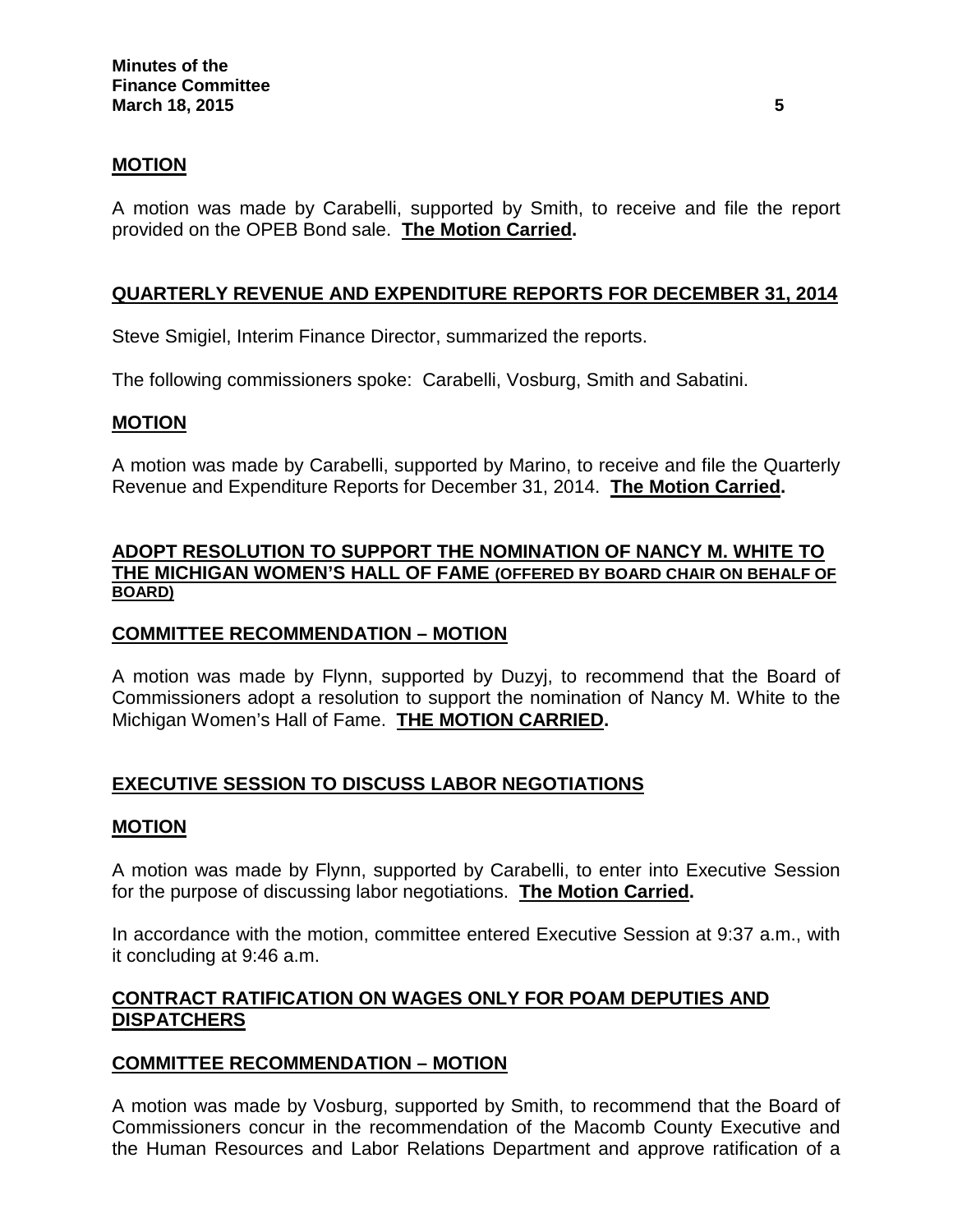## MOTION

A motion was made by Carabelli, supported by Smith, to receive and file the report provided on the OPEB Bond sale. **The Motion Carried.**

## QUARTERLY REVENUE AND EXPENDITURE REPORTS FOR DECEMBER 31, 2014

Steve Smigiel, Interim Finance Director, summarized the reports.

The following commissioners spoke: Carabelli, Vosburg, Smith and Sabatini.

## MOTION

A motion was made by Carabelli, supported by Marino, to receive and file the Quarterly Revenue and Expenditure Reports for December 31, 2014. **The Motion Carried.**

## ADOPT RESOLUTION TO SUPPORT THE NOMINATION OF NANCY M. WHITE TO THE MICHIGAN WOMEN'S HALL OF FAME (OFFERED BY BOARD CHAIR ON BEHALF OF BOARD)

## COMMITTEE RECOMMENDATION – MOTION

A motion was made by Flynn, supported by Duzyj, to recommend that the Board of Commissioners adopt a resolution to support the nomination of Nancy M. White to the Michigan Women's Hall of Fame. **THE MOTION CARRIED.**

## EXECUTIVE SESSION TO DISCUSS LABOR NEGOTIATIONS

## MOTION

A motion was made by Flynn, supported by Carabelli, to enter into Executive Session for the purpose of discussing labor negotiations. **The Motion Carried.**

In accordance with the motion, committee entered Executive Session at 9:37 a.m., with it concluding at 9:46 a.m.

## CONTRACT RATIFICATION ON WAGES ONLY FOR POAM DEPUTIES AND DISPATCHERS

## COMMITTEE RECOMMENDATION – MOTION

A motion was made by Vosburg, supported by Smith, to recommend that the Board of Commissioners concur in the recommendation of the Macomb County Executive and the Human Resources and Labor Relations Department and approve ratification of a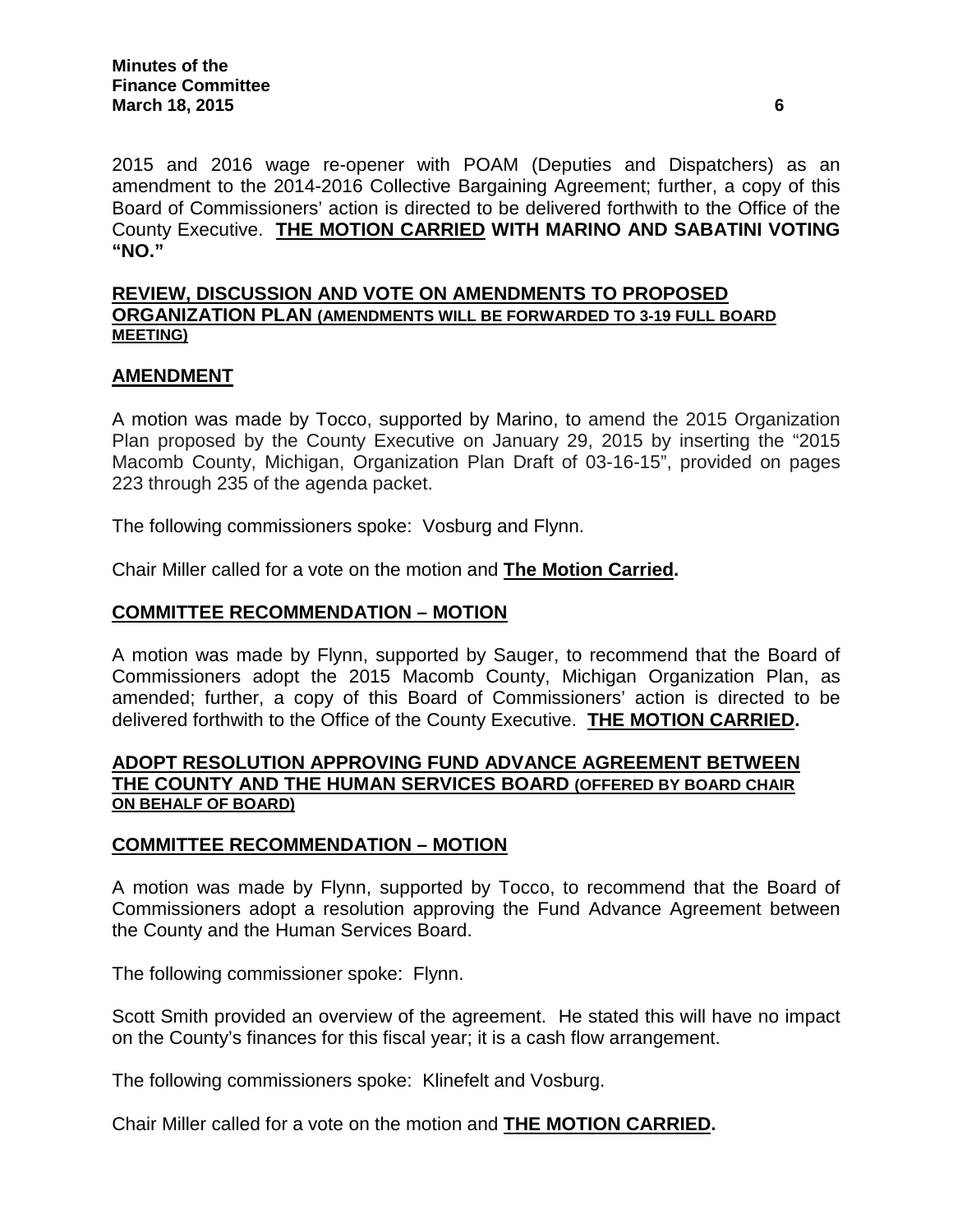2015 and 2016 wage re-opener with POAM (Deputies and Dispatchers) as an amendment to the 2014-2016 Collective Bargaining Agreement; further, a copy of this Board of Commissioners' action is directed to be delivered forthwith to the Office of the County Executive. **THE MOTION CARRIED WITH MARINO AND SABATINI VOTING "NO."**

## REVIEW, DISCUSSION AND VOTE ON AMENDMENTS TO PROPOSED ORGANIZATION PLAN (AMENDMENTS WILL BE FORWARDED TO 3-19 FULL BOARD MEETING)

### AMENDMENT

A motion was made by Tocco, supported by Marino, to amend the 2015 Organization Plan proposed by the County Executive on January 29, 2015 by inserting the "2015 Macomb County, Michigan, Organization Plan Draft of 03-16-15", provided on pages 223 through 235 of the agenda packet.

The following commissioners spoke: Vosburg and Flynn.

Chair Miller called for a vote on the motion and **The Motion Carried.**

### COMMITTEE RECOMMENDATION – MOTION

A motion was made by Flynn, supported by Sauger, to recommend that the Board of Commissioners adopt the 2015 Macomb County, Michigan Organization Plan, as amended; further, a copy of this Board of Commissioners' action is directed to be delivered forthwith to the Office of the County Executive. **THE MOTION CARRIED.**

## ADOPT RESOLUTION APPROVING FUND ADVANCE AGREEMENT BETWEEN THE COUNTY AND THE HUMAN SERVICES BOARD (OFFERED BY BOARD CHAIR ON BEHALF OF BOARD)

### COMMITTEE RECOMMENDATION – MOTION

A motion was made by Flynn, supported by Tocco, to recommend that the Board of Commissioners adopt a resolution approving the Fund Advance Agreement between the County and the Human Services Board.

The following commissioner spoke: Flynn.

Scott Smith provided an overview of the agreement. He stated this will have no impact on the County's finances for this fiscal year; it is a cash flow arrangement.

The following commissioners spoke: Klinefelt and Vosburg.

Chair Miller called for a vote on the motion and **THE MOTION CARRIED.**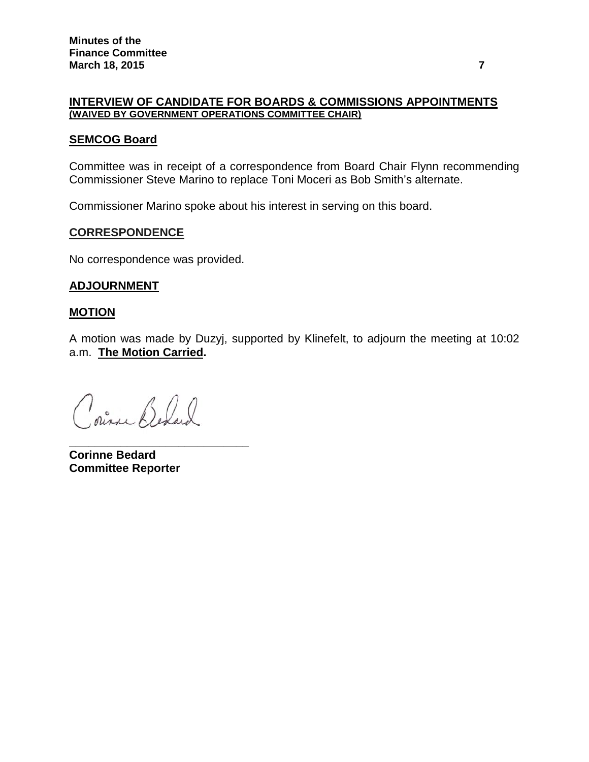## INTERVIEW OF CANDIDATE FOR BOARDS & COMMISSIONS APPOINTMENTS
**(WAIVED BY GOVERNMENT OPERATIONS COMMITTEE CHAIR)**

### SEMCOG Board

Committee was in receipt of a correspondence from Board Chair Flynn recommending Commissioner Steve Marino to replace Toni Moceri as Bob Smith's alternate.

Commissioner Marino spoke about his interest in serving on this board.

## CORRESPONDENCE

No correspondence was provided.

## ADJOURNMENT

### MOTION

A motion was made by Duzyj, supported by Klinefelt, to adjourn the meeting at 10:02 a.m. **The Motion Carried.**

\_\_\_\_\_\_\_\_\_\_\_\_\_\_\_\_\_\_\_\_\_\_\_\_\_\_\_\_\_\_

**Corinne Bedard**
**Committee Reporter**